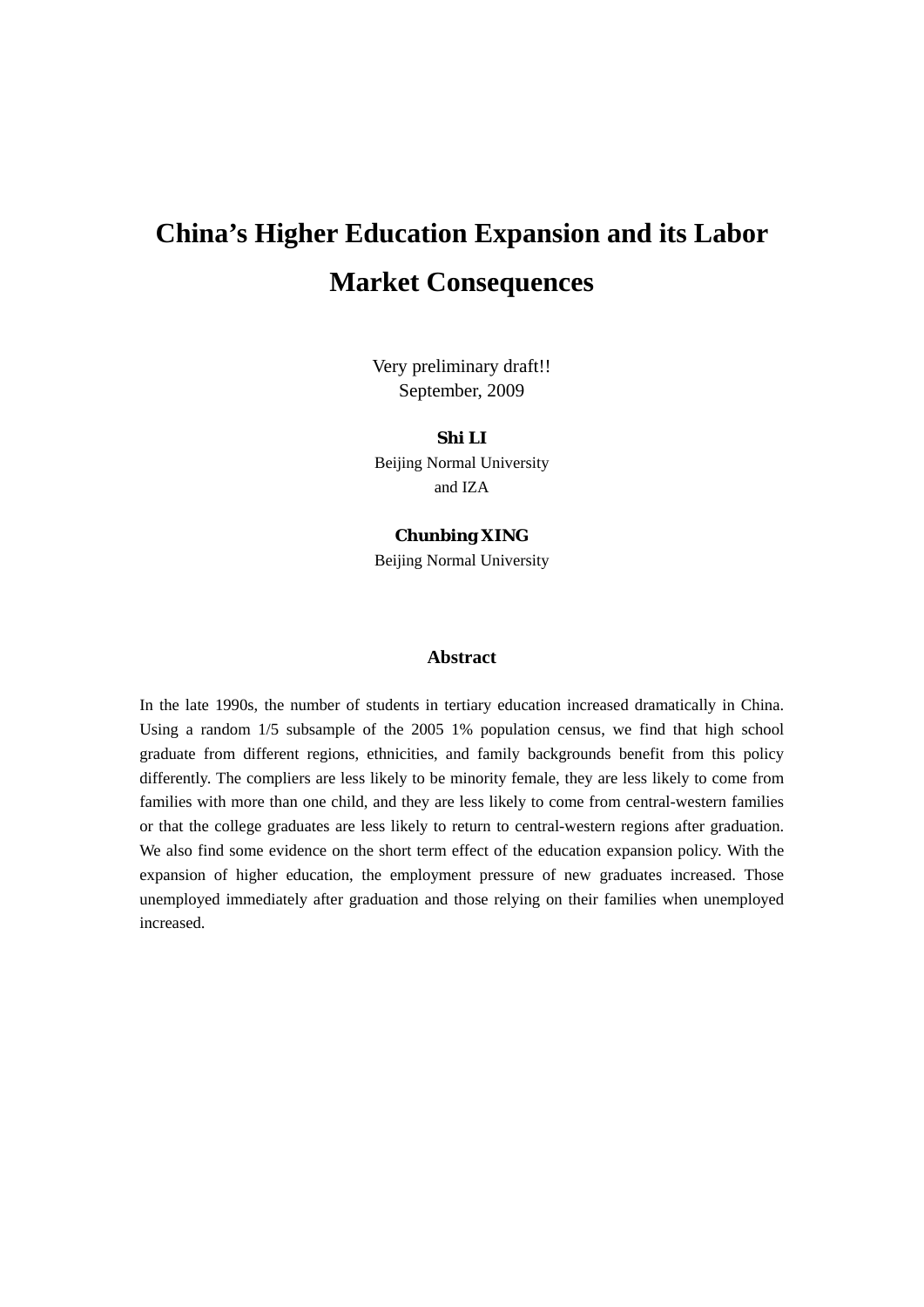# China's Higher Education Expansion and its Labor Market Consequences

Very preliminary draft!!
September, 2009

**Shi LI**
Beijing Normal University
and IZA

**Chunbing XING**
Beijing Normal University

## Abstract

In the late 1990s, the number of students in tertiary education increased dramatically in China. Using a random 1/5 subsample of the 2005 1% population census, we find that high school graduate from different regions, ethnicities, and family backgrounds benefit from this policy differently. The compliers are less likely to be minority female, they are less likely to come from families with more than one child, and they are less likely to come from central-western families or that the college graduates are less likely to return to central-western regions after graduation. We also find some evidence on the short term effect of the education expansion policy. With the expansion of higher education, the employment pressure of new graduates increased. Those unemployed immediately after graduation and those relying on their families when unemployed increased.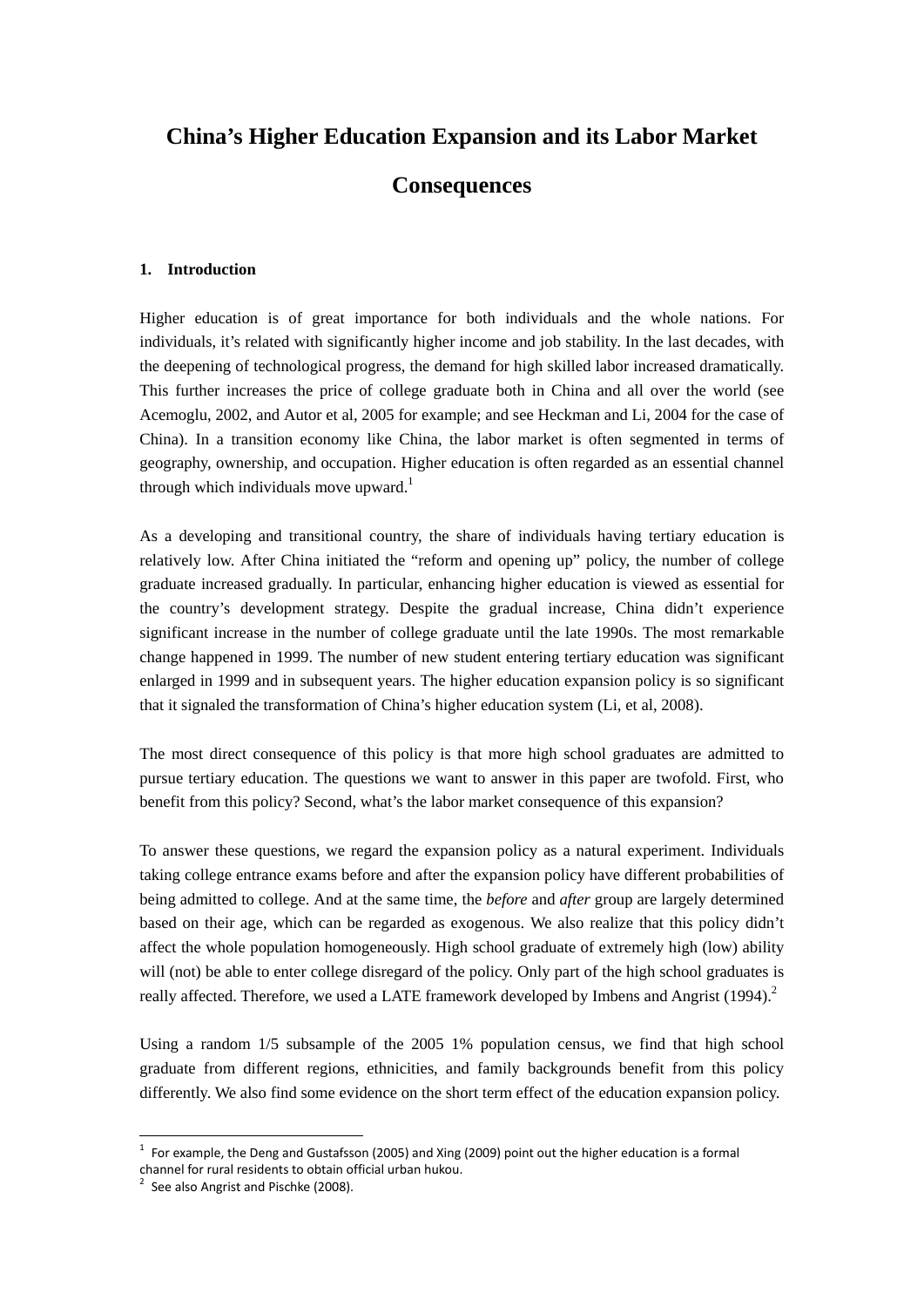# China's Higher Education Expansion and its Labor Market Consequences

## 1. Introduction

Higher education is of great importance for both individuals and the whole nations. For individuals, it's related with significantly higher income and job stability. In the last decades, with the deepening of technological progress, the demand for high skilled labor increased dramatically. This further increases the price of college graduate both in China and all over the world (see Acemoglu, 2002, and Autor et al, 2005 for example; and see Heckman and Li, 2004 for the case of China). In a transition economy like China, the labor market is often segmented in terms of geography, ownership, and occupation. Higher education is often regarded as an essential channel through which individuals move upward.[1]

As a developing and transitional country, the share of individuals having tertiary education is relatively low. After China initiated the "reform and opening up" policy, the number of college graduate increased gradually. In particular, enhancing higher education is viewed as essential for the country's development strategy. Despite the gradual increase, China didn't experience significant increase in the number of college graduate until the late 1990s. The most remarkable change happened in 1999. The number of new student entering tertiary education was significant enlarged in 1999 and in subsequent years. The higher education expansion policy is so significant that it signaled the transformation of China's higher education system (Li, et al, 2008).

The most direct consequence of this policy is that more high school graduates are admitted to pursue tertiary education. The questions we want to answer in this paper are twofold. First, who benefit from this policy? Second, what's the labor market consequence of this expansion?

To answer these questions, we regard the expansion policy as a natural experiment. Individuals taking college entrance exams before and after the expansion policy have different probabilities of being admitted to college. And at the same time, the *before* and *after* group are largely determined based on their age, which can be regarded as exogenous. We also realize that this policy didn't affect the whole population homogeneously. High school graduate of extremely high (low) ability will (not) be able to enter college disregard of the policy. Only part of the high school graduates is really affected. Therefore, we used a LATE framework developed by Imbens and Angrist (1994).[2]

Using a random 1/5 subsample of the 2005 1% population census, we find that high school graduate from different regions, ethnicities, and family backgrounds benefit from this policy differently. We also find some evidence on the short term effect of the education expansion policy.

---

[1] For example, the Deng and Gustafsson (2005) and Xing (2009) point out the higher education is a formal channel for rural residents to obtain official urban hukou.

[2] See also Angrist and Pischke (2008).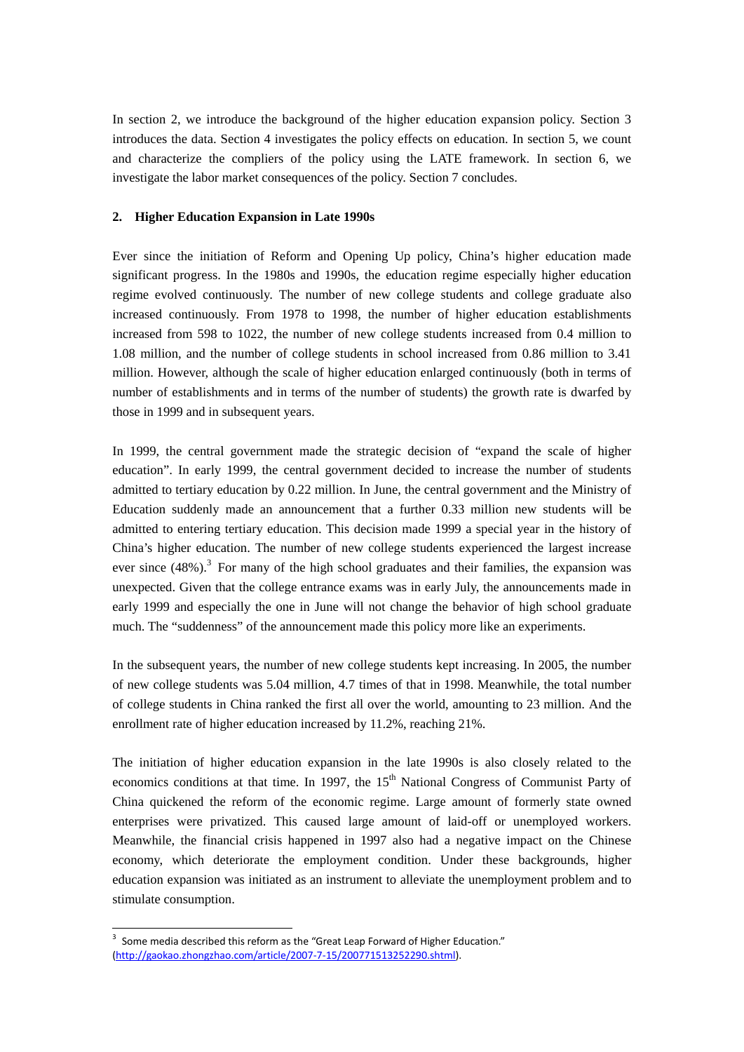In section 2, we introduce the background of the higher education expansion policy. Section 3 introduces the data. Section 4 investigates the policy effects on education. In section 5, we count and characterize the compliers of the policy using the LATE framework. In section 6, we investigate the labor market consequences of the policy. Section 7 concludes.

## 2. Higher Education Expansion in Late 1990s

Ever since the initiation of Reform and Opening Up policy, China's higher education made significant progress. In the 1980s and 1990s, the education regime especially higher education regime evolved continuously. The number of new college students and college graduate also increased continuously. From 1978 to 1998, the number of higher education establishments increased from 598 to 1022, the number of new college students increased from 0.4 million to 1.08 million, and the number of college students in school increased from 0.86 million to 3.41 million. However, although the scale of higher education enlarged continuously (both in terms of number of establishments and in terms of the number of students) the growth rate is dwarfed by those in 1999 and in subsequent years.

In 1999, the central government made the strategic decision of "expand the scale of higher education". In early 1999, the central government decided to increase the number of students admitted to tertiary education by 0.22 million. In June, the central government and the Ministry of Education suddenly made an announcement that a further 0.33 million new students will be admitted to entering tertiary education. This decision made 1999 a special year in the history of China's higher education. The number of new college students experienced the largest increase ever since (48%).[3] For many of the high school graduates and their families, the expansion was unexpected. Given that the college entrance exams was in early July, the announcements made in early 1999 and especially the one in June will not change the behavior of high school graduate much. The "suddenness" of the announcement made this policy more like an experiments.

In the subsequent years, the number of new college students kept increasing. In 2005, the number of new college students was 5.04 million, 4.7 times of that in 1998. Meanwhile, the total number of college students in China ranked the first all over the world, amounting to 23 million. And the enrollment rate of higher education increased by 11.2%, reaching 21%.

The initiation of higher education expansion in the late 1990s is also closely related to the economics conditions at that time. In 1997, the 15th National Congress of Communist Party of China quickened the reform of the economic regime. Large amount of formerly state owned enterprises were privatized. This caused large amount of laid-off or unemployed workers. Meanwhile, the financial crisis happened in 1997 also had a negative impact on the Chinese economy, which deteriorate the employment condition. Under these backgrounds, higher education expansion was initiated as an instrument to alleviate the unemployment problem and to stimulate consumption.

[3] Some media described this reform as the "Great Leap Forward of Higher Education." (http://gaokao.zhongzhao.com/article/2007-7-15/200771513252290.shtml).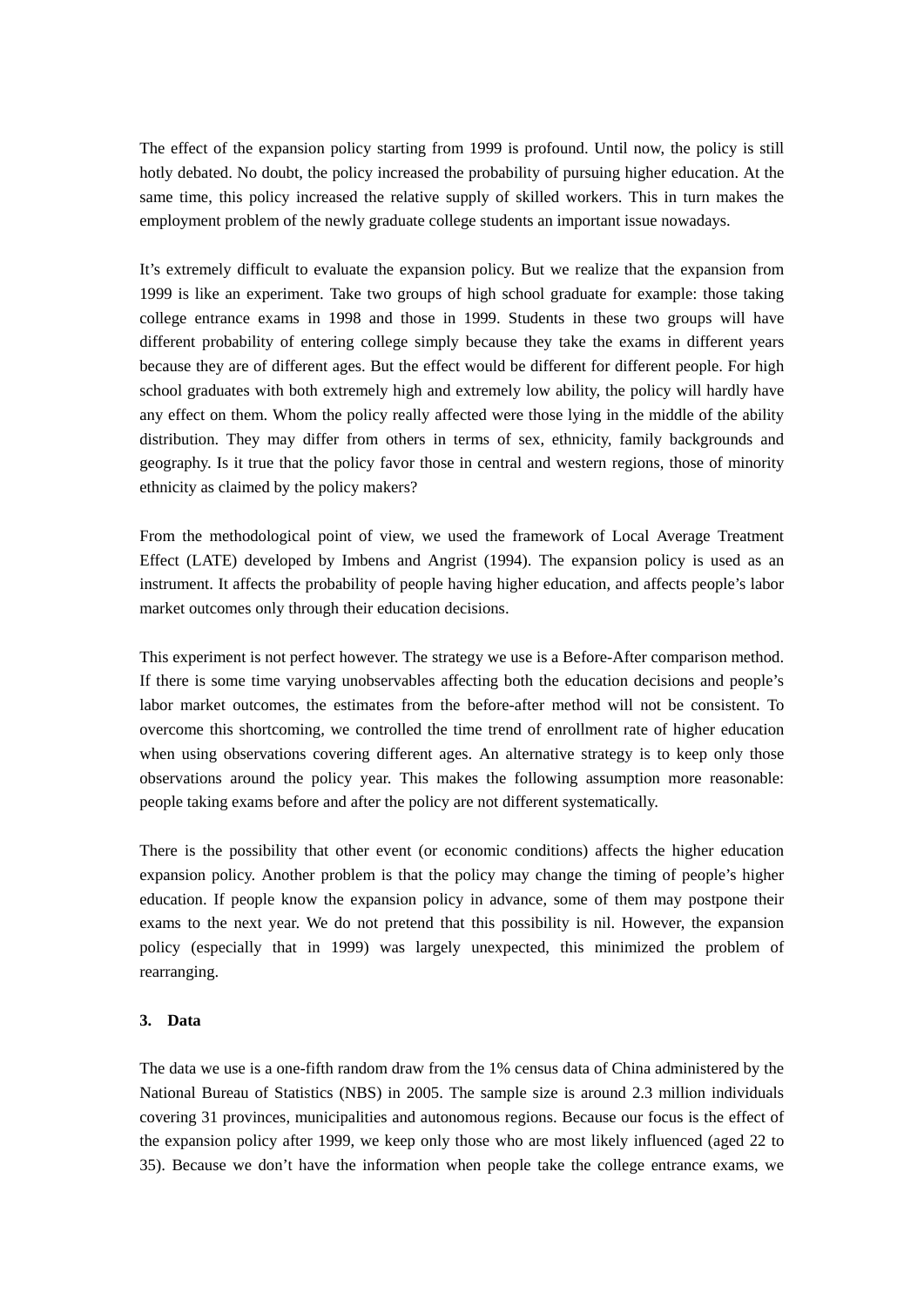The effect of the expansion policy starting from 1999 is profound. Until now, the policy is still hotly debated. No doubt, the policy increased the probability of pursuing higher education. At the same time, this policy increased the relative supply of skilled workers. This in turn makes the employment problem of the newly graduate college students an important issue nowadays.

It's extremely difficult to evaluate the expansion policy. But we realize that the expansion from 1999 is like an experiment. Take two groups of high school graduate for example: those taking college entrance exams in 1998 and those in 1999. Students in these two groups will have different probability of entering college simply because they take the exams in different years because they are of different ages. But the effect would be different for different people. For high school graduates with both extremely high and extremely low ability, the policy will hardly have any effect on them. Whom the policy really affected were those lying in the middle of the ability distribution. They may differ from others in terms of sex, ethnicity, family backgrounds and geography. Is it true that the policy favor those in central and western regions, those of minority ethnicity as claimed by the policy makers?

From the methodological point of view, we used the framework of Local Average Treatment Effect (LATE) developed by Imbens and Angrist (1994). The expansion policy is used as an instrument. It affects the probability of people having higher education, and affects people's labor market outcomes only through their education decisions.

This experiment is not perfect however. The strategy we use is a Before-After comparison method. If there is some time varying unobservables affecting both the education decisions and people's labor market outcomes, the estimates from the before-after method will not be consistent. To overcome this shortcoming, we controlled the time trend of enrollment rate of higher education when using observations covering different ages. An alternative strategy is to keep only those observations around the policy year. This makes the following assumption more reasonable: people taking exams before and after the policy are not different systematically.

There is the possibility that other event (or economic conditions) affects the higher education expansion policy. Another problem is that the policy may change the timing of people's higher education. If people know the expansion policy in advance, some of them may postpone their exams to the next year. We do not pretend that this possibility is nil. However, the expansion policy (especially that in 1999) was largely unexpected, this minimized the problem of rearranging.

## 3. Data

The data we use is a one-fifth random draw from the 1% census data of China administered by the National Bureau of Statistics (NBS) in 2005. The sample size is around 2.3 million individuals covering 31 provinces, municipalities and autonomous regions. Because our focus is the effect of the expansion policy after 1999, we keep only those who are most likely influenced (aged 22 to 35). Because we don't have the information when people take the college entrance exams, we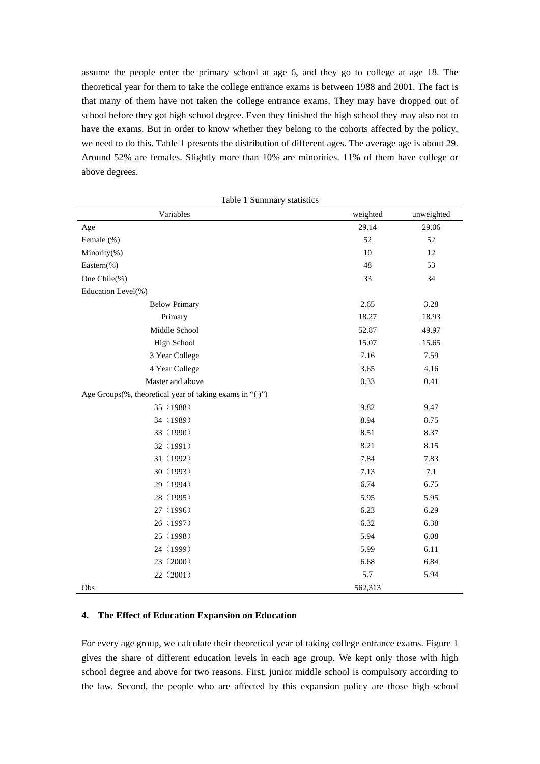assume the people enter the primary school at age 6, and they go to college at age 18. The theoretical year for them to take the college entrance exams is between 1988 and 2001. The fact is that many of them have not taken the college entrance exams. They may have dropped out of school before they got high school degree. Even they finished the high school they may also not to have the exams. But in order to know whether they belong to the cohorts affected by the policy, we need to do this. Table 1 presents the distribution of different ages. The average age is about 29. Around 52% are females. Slightly more than 10% are minorities. 11% of them have college or above degrees.

Table 1 Summary statistics

| Variables | weighted | unweighted |
|---|---|---|
| Age | 29.14 | 29.06 |
| Female (%) | 52 | 52 |
| Minority(%) | 10 | 12 |
| Eastern(%) | 48 | 53 |
| One Chile(%) | 33 | 34 |
| Education Level(%) | | |
| Below Primary | 2.65 | 3.28 |
| Primary | 18.27 | 18.93 |
| Middle School | 52.87 | 49.97 |
| High School | 15.07 | 15.65 |
| 3 Year College | 7.16 | 7.59 |
| 4 Year College | 3.65 | 4.16 |
| Master and above | 0.33 | 0.41 |
| Age Groups(%, theoretical year of taking exams in "( )") | | |
| 35（1988） | 9.82 | 9.47 |
| 34（1989） | 8.94 | 8.75 |
| 33（1990） | 8.51 | 8.37 |
| 32（1991） | 8.21 | 8.15 |
| 31（1992） | 7.84 | 7.83 |
| 30（1993） | 7.13 | 7.1 |
| 29（1994） | 6.74 | 6.75 |
| 28（1995） | 5.95 | 5.95 |
| 27（1996） | 6.23 | 6.29 |
| 26（1997） | 6.32 | 6.38 |
| 25（1998） | 5.94 | 6.08 |
| 24（1999） | 5.99 | 6.11 |
| 23（2000） | 6.68 | 6.84 |
| 22（2001） | 5.7 | 5.94 |
| Obs | 562,313 | |

#### 4. The Effect of Education Expansion on Education

For every age group, we calculate their theoretical year of taking college entrance exams. Figure 1 gives the share of different education levels in each age group. We kept only those with high school degree and above for two reasons. First, junior middle school is compulsory according to the law. Second, the people who are affected by this expansion policy are those high school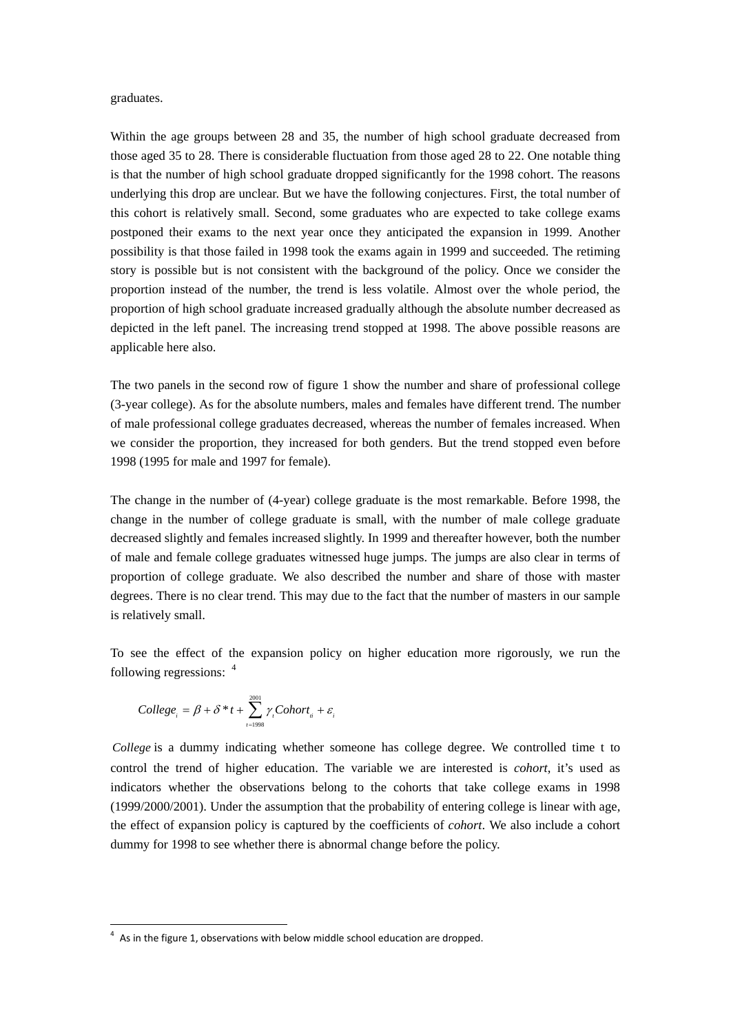graduates.

Within the age groups between 28 and 35, the number of high school graduate decreased from those aged 35 to 28. There is considerable fluctuation from those aged 28 to 22. One notable thing is that the number of high school graduate dropped significantly for the 1998 cohort. The reasons underlying this drop are unclear. But we have the following conjectures. First, the total number of this cohort is relatively small. Second, some graduates who are expected to take college exams postponed their exams to the next year once they anticipated the expansion in 1999. Another possibility is that those failed in 1998 took the exams again in 1999 and succeeded. The retiming story is possible but is not consistent with the background of the policy. Once we consider the proportion instead of the number, the trend is less volatile. Almost over the whole period, the proportion of high school graduate increased gradually although the absolute number decreased as depicted in the left panel. The increasing trend stopped at 1998. The above possible reasons are applicable here also.

The two panels in the second row of figure 1 show the number and share of professional college (3-year college). As for the absolute numbers, males and females have different trend. The number of male professional college graduates decreased, whereas the number of females increased. When we consider the proportion, they increased for both genders. But the trend stopped even before 1998 (1995 for male and 1997 for female).

The change in the number of (4-year) college graduate is the most remarkable. Before 1998, the change in the number of college graduate is small, with the number of male college graduate decreased slightly and females increased slightly. In 1999 and thereafter however, both the number of male and female college graduates witnessed huge jumps. The jumps are also clear in terms of proportion of college graduate. We also described the number and share of those with master degrees. There is no clear trend. This may due to the fact that the number of masters in our sample is relatively small.

To see the effect of the expansion policy on higher education more rigorously, we run the following regressions: [4]

$$College_i = \beta + \delta * t + \sum_{t=1998}^{2001} \gamma_t Cohort_{ti} + \varepsilon_i$$

*College* is a dummy indicating whether someone has college degree. We controlled time t to control the trend of higher education. The variable we are interested is *cohort*, it's used as indicators whether the observations belong to the cohorts that take college exams in 1998 (1999/2000/2001). Under the assumption that the probability of entering college is linear with age, the effect of expansion policy is captured by the coefficients of *cohort*. We also include a cohort dummy for 1998 to see whether there is abnormal change before the policy.

[4] As in the figure 1, observations with below middle school education are dropped.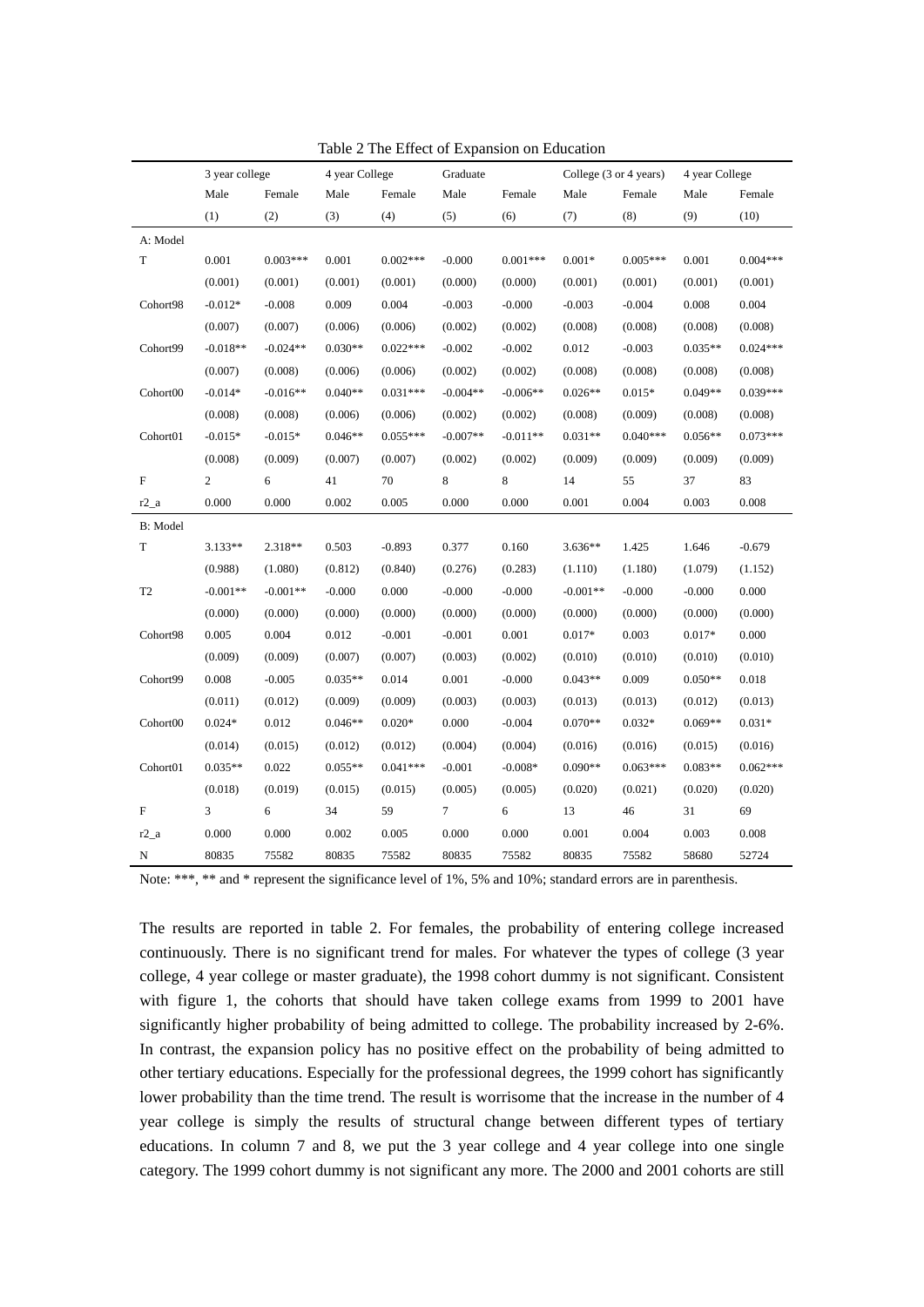Table 2 The Effect of Expansion on Education

| | 3 year college | | 4 year College | | Graduate | | College (3 or 4 years) | | 4 year College | |
|---|---|---|---|---|---|---|---|---|---|---|
| | Male | Female | Male | Female | Male | Female | Male | Female | Male | Female |
| | (1) | (2) | (3) | (4) | (5) | (6) | (7) | (8) | (9) | (10) |
| A: Model | | | | | | | | | | |
| T | 0.001 | 0.003*** | 0.001 | 0.002*** | -0.000 | 0.001*** | 0.001* | 0.005*** | 0.001 | 0.004*** |
| | (0.001) | (0.001) | (0.001) | (0.001) | (0.000) | (0.000) | (0.001) | (0.001) | (0.001) | (0.001) |
| Cohort98 | -0.012* | -0.008 | 0.009 | 0.004 | -0.003 | -0.000 | -0.003 | -0.004 | 0.008 | 0.004 |
| | (0.007) | (0.007) | (0.006) | (0.006) | (0.002) | (0.002) | (0.008) | (0.008) | (0.008) | (0.008) |
| Cohort99 | -0.018** | -0.024** | 0.030** | 0.022*** | -0.002 | -0.002 | 0.012 | -0.003 | 0.035** | 0.024*** |
| | (0.007) | (0.008) | (0.006) | (0.006) | (0.002) | (0.002) | (0.008) | (0.008) | (0.008) | (0.008) |
| Cohort00 | -0.014* | -0.016** | 0.040** | 0.031*** | -0.004** | -0.006** | 0.026** | 0.015* | 0.049** | 0.039*** |
| | (0.008) | (0.008) | (0.006) | (0.006) | (0.002) | (0.002) | (0.008) | (0.009) | (0.008) | (0.008) |
| Cohort01 | -0.015* | -0.015* | 0.046** | 0.055*** | -0.007** | -0.011** | 0.031** | 0.040*** | 0.056** | 0.073*** |
| | (0.008) | (0.009) | (0.007) | (0.007) | (0.002) | (0.002) | (0.009) | (0.009) | (0.009) | (0.009) |
| F | 2 | 6 | 41 | 70 | 8 | 8 | 14 | 55 | 37 | 83 |
| r2_a | 0.000 | 0.000 | 0.002 | 0.005 | 0.000 | 0.000 | 0.001 | 0.004 | 0.003 | 0.008 |
| B: Model | | | | | | | | | | |
| T | 3.133** | 2.318** | 0.503 | -0.893 | 0.377 | 0.160 | 3.636** | 1.425 | 1.646 | -0.679 |
| | (0.988) | (1.080) | (0.812) | (0.840) | (0.276) | (0.283) | (1.110) | (1.180) | (1.079) | (1.152) |
| T2 | -0.001** | -0.001** | -0.000 | 0.000 | -0.000 | -0.000 | -0.001** | -0.000 | -0.000 | 0.000 |
| | (0.000) | (0.000) | (0.000) | (0.000) | (0.000) | (0.000) | (0.000) | (0.000) | (0.000) | (0.000) |
| Cohort98 | 0.005 | 0.004 | 0.012 | -0.001 | -0.001 | 0.001 | 0.017* | 0.003 | 0.017* | 0.000 |
| | (0.009) | (0.009) | (0.007) | (0.007) | (0.003) | (0.002) | (0.010) | (0.010) | (0.010) | (0.010) |
| Cohort99 | 0.008 | -0.005 | 0.035** | 0.014 | 0.001 | -0.000 | 0.043** | 0.009 | 0.050** | 0.018 |
| | (0.011) | (0.012) | (0.009) | (0.009) | (0.003) | (0.003) | (0.013) | (0.013) | (0.012) | (0.013) |
| Cohort00 | 0.024* | 0.012 | 0.046** | 0.020* | 0.000 | -0.004 | 0.070** | 0.032* | 0.069** | 0.031* |
| | (0.014) | (0.015) | (0.012) | (0.012) | (0.004) | (0.004) | (0.016) | (0.016) | (0.015) | (0.016) |
| Cohort01 | 0.035** | 0.022 | 0.055** | 0.041*** | -0.001 | -0.008* | 0.090** | 0.063*** | 0.083** | 0.062*** |
| | (0.018) | (0.019) | (0.015) | (0.015) | (0.005) | (0.005) | (0.020) | (0.021) | (0.020) | (0.020) |
| F | 3 | 6 | 34 | 59 | 7 | 6 | 13 | 46 | 31 | 69 |
| r2_a | 0.000 | 0.000 | 0.002 | 0.005 | 0.000 | 0.000 | 0.001 | 0.004 | 0.003 | 0.008 |
| N | 80835 | 75582 | 80835 | 75582 | 80835 | 75582 | 80835 | 75582 | 58680 | 52724 |

Note: ***, ** and * represent the significance level of 1%, 5% and 10%; standard errors are in parenthesis.

The results are reported in table 2. For females, the probability of entering college increased continuously. There is no significant trend for males. For whatever the types of college (3 year college, 4 year college or master graduate), the 1998 cohort dummy is not significant. Consistent with figure 1, the cohorts that should have taken college exams from 1999 to 2001 have significantly higher probability of being admitted to college. The probability increased by 2-6%. In contrast, the expansion policy has no positive effect on the probability of being admitted to other tertiary educations. Especially for the professional degrees, the 1999 cohort has significantly lower probability than the time trend. The result is worrisome that the increase in the number of 4 year college is simply the results of structural change between different types of tertiary educations. In column 7 and 8, we put the 3 year college and 4 year college into one single category. The 1999 cohort dummy is not significant any more. The 2000 and 2001 cohorts are still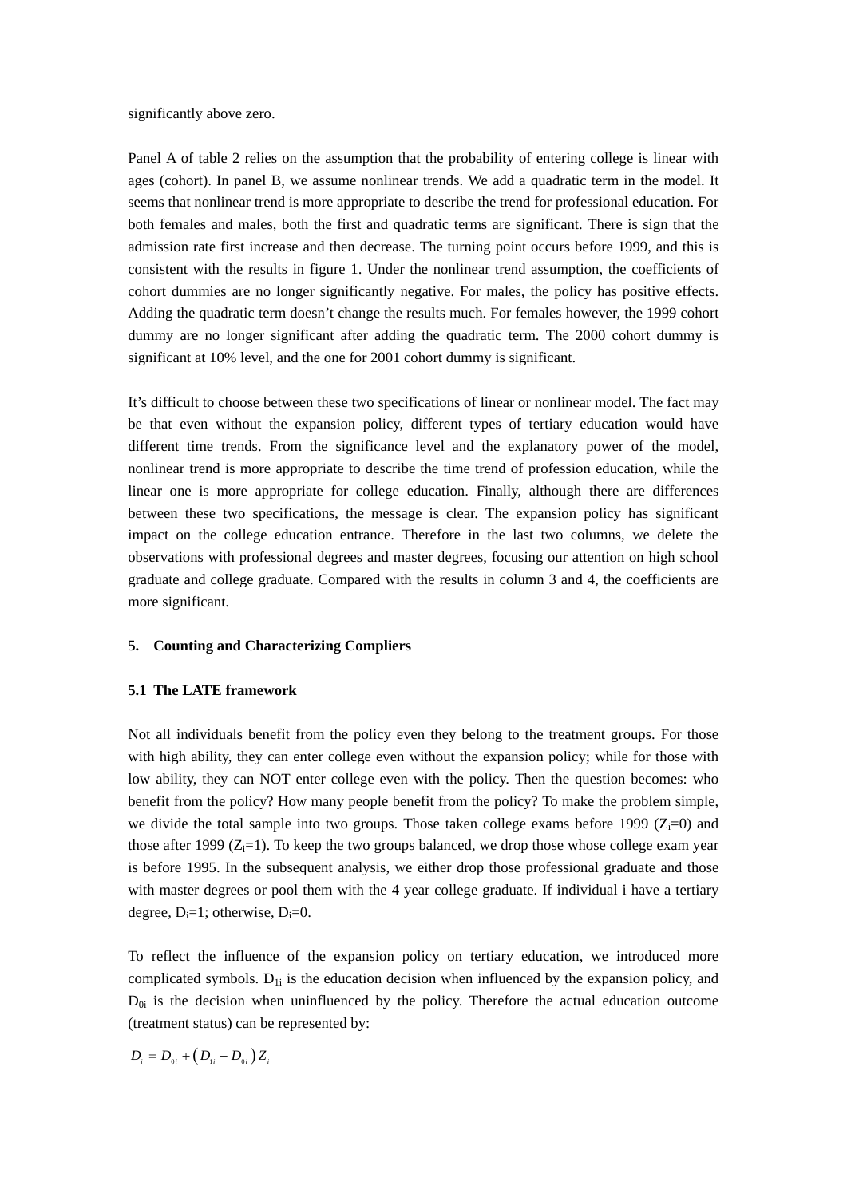significantly above zero.

Panel A of table 2 relies on the assumption that the probability of entering college is linear with ages (cohort). In panel B, we assume nonlinear trends. We add a quadratic term in the model. It seems that nonlinear trend is more appropriate to describe the trend for professional education. For both females and males, both the first and quadratic terms are significant. There is sign that the admission rate first increase and then decrease. The turning point occurs before 1999, and this is consistent with the results in figure 1. Under the nonlinear trend assumption, the coefficients of cohort dummies are no longer significantly negative. For males, the policy has positive effects. Adding the quadratic term doesn't change the results much. For females however, the 1999 cohort dummy are no longer significant after adding the quadratic term. The 2000 cohort dummy is significant at 10% level, and the one for 2001 cohort dummy is significant.

It's difficult to choose between these two specifications of linear or nonlinear model. The fact may be that even without the expansion policy, different types of tertiary education would have different time trends. From the significance level and the explanatory power of the model, nonlinear trend is more appropriate to describe the time trend of profession education, while the linear one is more appropriate for college education. Finally, although there are differences between these two specifications, the message is clear. The expansion policy has significant impact on the college education entrance. Therefore in the last two columns, we delete the observations with professional degrees and master degrees, focusing our attention on high school graduate and college graduate. Compared with the results in column 3 and 4, the coefficients are more significant.

## 5. Counting and Characterizing Compliers

### 5.1 The LATE framework

Not all individuals benefit from the policy even they belong to the treatment groups. For those with high ability, they can enter college even without the expansion policy; while for those with low ability, they can NOT enter college even with the policy. Then the question becomes: who benefit from the policy? How many people benefit from the policy? To make the problem simple, we divide the total sample into two groups. Those taken college exams before 1999 ($Z_i$=0) and those after 1999 ($Z_i$=1). To keep the two groups balanced, we drop those whose college exam year is before 1995. In the subsequent analysis, we either drop those professional graduate and those with master degrees or pool them with the 4 year college graduate. If individual i have a tertiary degree, $D_i$=1; otherwise, $D_i$=0.

To reflect the influence of the expansion policy on tertiary education, we introduced more complicated symbols. $D_{1i}$ is the education decision when influenced by the expansion policy, and $D_{0i}$ is the decision when uninfluenced by the policy. Therefore the actual education outcome (treatment status) can be represented by:

$$D_i = D_{0i} + \left(D_{1i} - D_{0i}\right) Z_i$$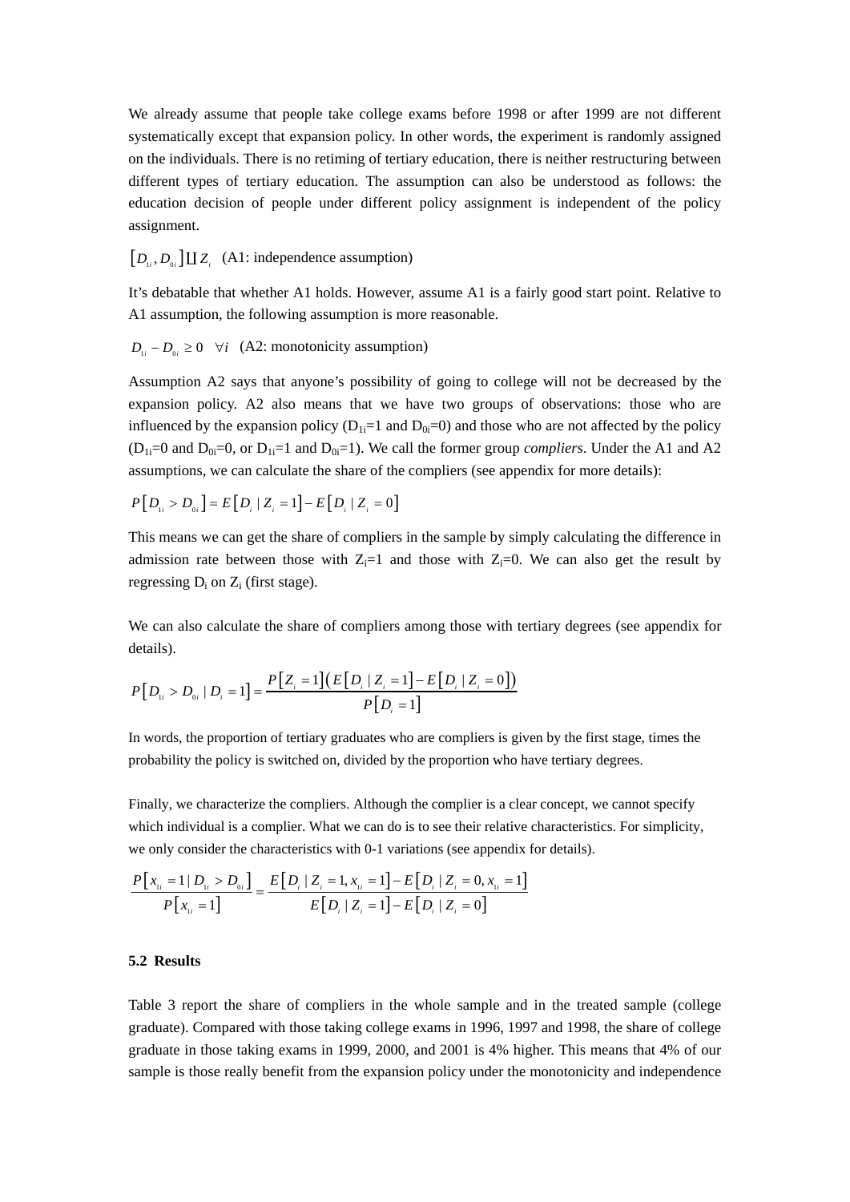We already assume that people take college exams before 1998 or after 1999 are not different systematically except that expansion policy. In other words, the experiment is randomly assigned on the individuals. There is no retiming of tertiary education, there is neither restructuring between different types of tertiary education. The assumption can also be understood as follows: the education decision of people under different policy assignment is independent of the policy assignment.

$[D_{1i}, D_{0i}] \amalg Z_i$ (A1: independence assumption)

It's debatable that whether A1 holds. However, assume A1 is a fairly good start point. Relative to A1 assumption, the following assumption is more reasonable.

$D_{1i} - D_{0i} \geq 0 \quad \forall i$ (A2: monotonicity assumption)

Assumption A2 says that anyone's possibility of going to college will not be decreased by the expansion policy. A2 also means that we have two groups of observations: those who are influenced by the expansion policy ($D_{1i}$=1 and $D_{0i}$=0) and those who are not affected by the policy ($D_{1i}$=0 and $D_{0i}$=0, or $D_{1i}$=1 and $D_{0i}$=1). We call the former group *compliers*. Under the A1 and A2 assumptions, we can calculate the share of the compliers (see appendix for more details):

$$P[D_{1i} > D_{0i}] = E[D_i \mid Z_i = 1] - E[D_i \mid Z_i = 0]$$

This means we can get the share of compliers in the sample by simply calculating the difference in admission rate between those with $Z_i$=1 and those with $Z_i$=0. We can also get the result by regressing $D_i$ on $Z_i$ (first stage).

We can also calculate the share of compliers among those with tertiary degrees (see appendix for details).

$$P[D_{1i} > D_{0i} \mid D_i = 1] = \frac{P[Z_i = 1]\left(E[D_i \mid Z_i = 1] - E[D_i \mid Z_i = 0]\right)}{P[D_i = 1]}$$

In words, the proportion of tertiary graduates who are compliers is given by the first stage, times the probability the policy is switched on, divided by the proportion who have tertiary degrees.

Finally, we characterize the compliers. Although the complier is a clear concept, we cannot specify which individual is a complier. What we can do is to see their relative characteristics. For simplicity, we only consider the characteristics with 0-1 variations (see appendix for details).

$$\frac{P[x_{1i} = 1 \mid D_{1i} > D_{0i}]}{P[x_{1i} = 1]} = \frac{E[D_i \mid Z_i = 1, x_{1i} = 1] - E[D_i \mid Z_i = 0, x_{1i} = 1]}{E[D_i \mid Z_i = 1] - E[D_i \mid Z_i = 0]}$$

### 5.2 Results

Table 3 report the share of compliers in the whole sample and in the treated sample (college graduate). Compared with those taking college exams in 1996, 1997 and 1998, the share of college graduate in those taking exams in 1999, 2000, and 2001 is 4% higher. This means that 4% of our sample is those really benefit from the expansion policy under the monotonicity and independence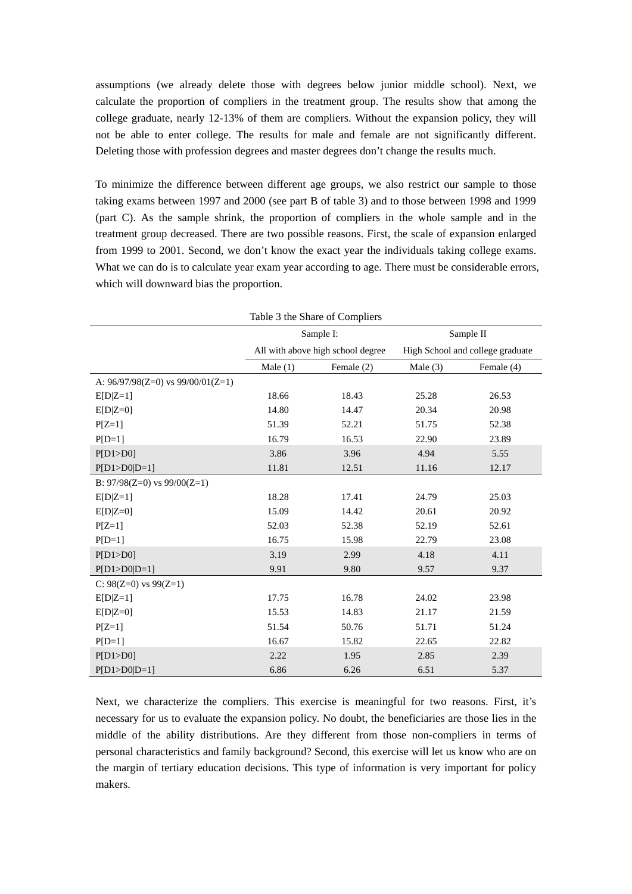assumptions (we already delete those with degrees below junior middle school). Next, we calculate the proportion of compliers in the treatment group. The results show that among the college graduate, nearly 12-13% of them are compliers. Without the expansion policy, they will not be able to enter college. The results for male and female are not significantly different. Deleting those with profession degrees and master degrees don't change the results much.

To minimize the difference between different age groups, we also restrict our sample to those taking exams between 1997 and 2000 (see part B of table 3) and to those between 1998 and 1999 (part C). As the sample shrink, the proportion of compliers in the whole sample and in the treatment group decreased. There are two possible reasons. First, the scale of expansion enlarged from 1999 to 2001. Second, we don't know the exact year the individuals taking college exams. What we can do is to calculate year exam year according to age. There must be considerable errors, which will downward bias the proportion.

Table 3 the Share of Compliers

| | Sample I: All with above high school degree | | Sample II High School and college graduate | |
|---|---|---|---|---|
| | Male (1) | Female (2) | Male (3) | Female (4) |
| A: 96/97/98(Z=0) vs 99/00/01(Z=1) | | | | |
| E[D\|Z=1] | 18.66 | 18.43 | 25.28 | 26.53 |
| E[D\|Z=0] | 14.80 | 14.47 | 20.34 | 20.98 |
| P[Z=1] | 51.39 | 52.21 | 51.75 | 52.38 |
| P[D=1] | 16.79 | 16.53 | 22.90 | 23.89 |
| P[D1>D0] | 3.86 | 3.96 | 4.94 | 5.55 |
| P[D1>D0\|D=1] | 11.81 | 12.51 | 11.16 | 12.17 |
| B: 97/98(Z=0) vs 99/00(Z=1) | | | | |
| E[D\|Z=1] | 18.28 | 17.41 | 24.79 | 25.03 |
| E[D\|Z=0] | 15.09 | 14.42 | 20.61 | 20.92 |
| P[Z=1] | 52.03 | 52.38 | 52.19 | 52.61 |
| P[D=1] | 16.75 | 15.98 | 22.79 | 23.08 |
| P[D1>D0] | 3.19 | 2.99 | 4.18 | 4.11 |
| P[D1>D0\|D=1] | 9.91 | 9.80 | 9.57 | 9.37 |
| C: 98(Z=0) vs 99(Z=1) | | | | |
| E[D\|Z=1] | 17.75 | 16.78 | 24.02 | 23.98 |
| E[D\|Z=0] | 15.53 | 14.83 | 21.17 | 21.59 |
| P[Z=1] | 51.54 | 50.76 | 51.71 | 51.24 |
| P[D=1] | 16.67 | 15.82 | 22.65 | 22.82 |
| P[D1>D0] | 2.22 | 1.95 | 2.85 | 2.39 |
| P[D1>D0\|D=1] | 6.86 | 6.26 | 6.51 | 5.37 |

Next, we characterize the compliers. This exercise is meaningful for two reasons. First, it's necessary for us to evaluate the expansion policy. No doubt, the beneficiaries are those lies in the middle of the ability distributions. Are they different from those non-compliers in terms of personal characteristics and family background? Second, this exercise will let us know who are on the margin of tertiary education decisions. This type of information is very important for policy makers.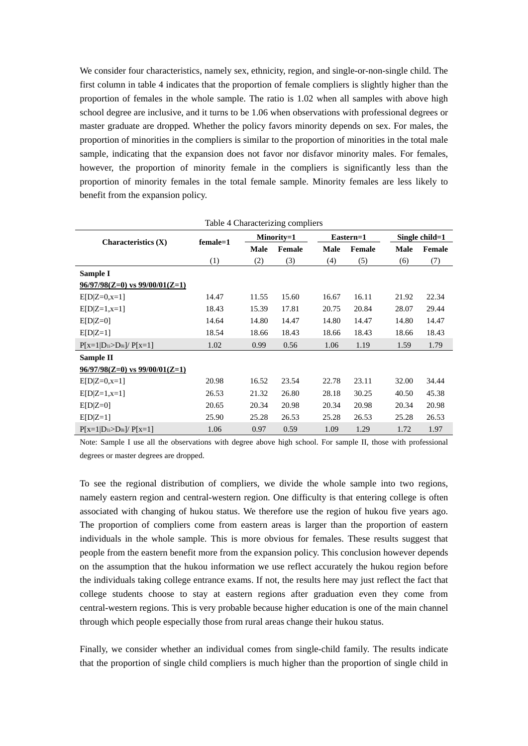We consider four characteristics, namely sex, ethnicity, region, and single-or-non-single child. The first column in table 4 indicates that the proportion of female compliers is slightly higher than the proportion of females in the whole sample. The ratio is 1.02 when all samples with above high school degree are inclusive, and it turns to be 1.06 when observations with professional degrees or master graduate are dropped. Whether the policy favors minority depends on sex. For males, the proportion of minorities in the compliers is similar to the proportion of minorities in the total male sample, indicating that the expansion does not favor nor disfavor minority males. For females, however, the proportion of minority female in the compliers is significantly less than the proportion of minority females in the total female sample. Minority females are less likely to benefit from the expansion policy.

Table 4 Characterizing compliers

| **Characteristics (X)** | **female=1** | **Minority=1** | | **Eastern=1** | | **Single child=1** | |
|---|---|---|---|---|---|---|---|
| | | **Male** | **Female** | **Male** | **Female** | **Male** | **Female** |
| | (1) | (2) | (3) | (4) | (5) | (6) | (7) |
| **Sample I** | | | | | | | |
| **96/97/98(Z=0) vs 99/00/01(Z=1)** | | | | | | | |
| E[D\|Z=0,x=1] | 14.47 | 11.55 | 15.60 | 16.67 | 16.11 | 21.92 | 22.34 |
| E[D\|Z=1,x=1] | 18.43 | 15.39 | 17.81 | 20.75 | 20.84 | 28.07 | 29.44 |
| E[D\|Z=0] | 14.64 | 14.80 | 14.47 | 14.80 | 14.47 | 14.80 | 14.47 |
| E[D\|Z=1] | 18.54 | 18.66 | 18.43 | 18.66 | 18.43 | 18.66 | 18.43 |
| $P[x=1\|D_{1i}>D_{0i}]/P[x=1]$ | 1.02 | 0.99 | 0.56 | 1.06 | 1.19 | 1.59 | 1.79 |
| **Sample II** | | | | | | | |
| **96/97/98(Z=0) vs 99/00/01(Z=1)** | | | | | | | |
| E[D\|Z=0,x=1] | 20.98 | 16.52 | 23.54 | 22.78 | 23.11 | 32.00 | 34.44 |
| E[D\|Z=1,x=1] | 26.53 | 21.32 | 26.80 | 28.18 | 30.25 | 40.50 | 45.38 |
| E[D\|Z=0] | 20.65 | 20.34 | 20.98 | 20.34 | 20.98 | 20.34 | 20.98 |
| E[D\|Z=1] | 25.90 | 25.28 | 26.53 | 25.28 | 26.53 | 25.28 | 26.53 |
| $P[x=1\|D_{1i}>D_{0i}]/P[x=1]$ | 1.06 | 0.97 | 0.59 | 1.09 | 1.29 | 1.72 | 1.97 |

Note: Sample I use all the observations with degree above high school. For sample II, those with professional degrees or master degrees are dropped.

To see the regional distribution of compliers, we divide the whole sample into two regions, namely eastern region and central-western region. One difficulty is that entering college is often associated with changing of hukou status. We therefore use the region of hukou five years ago. The proportion of compliers come from eastern areas is larger than the proportion of eastern individuals in the whole sample. This is more obvious for females. These results suggest that people from the eastern benefit more from the expansion policy. This conclusion however depends on the assumption that the hukou information we use reflect accurately the hukou region before the individuals taking college entrance exams. If not, the results here may just reflect the fact that college students choose to stay at eastern regions after graduation even they come from central-western regions. This is very probable because higher education is one of the main channel through which people especially those from rural areas change their hukou status.

Finally, we consider whether an individual comes from single-child family. The results indicate that the proportion of single child compliers is much higher than the proportion of single child in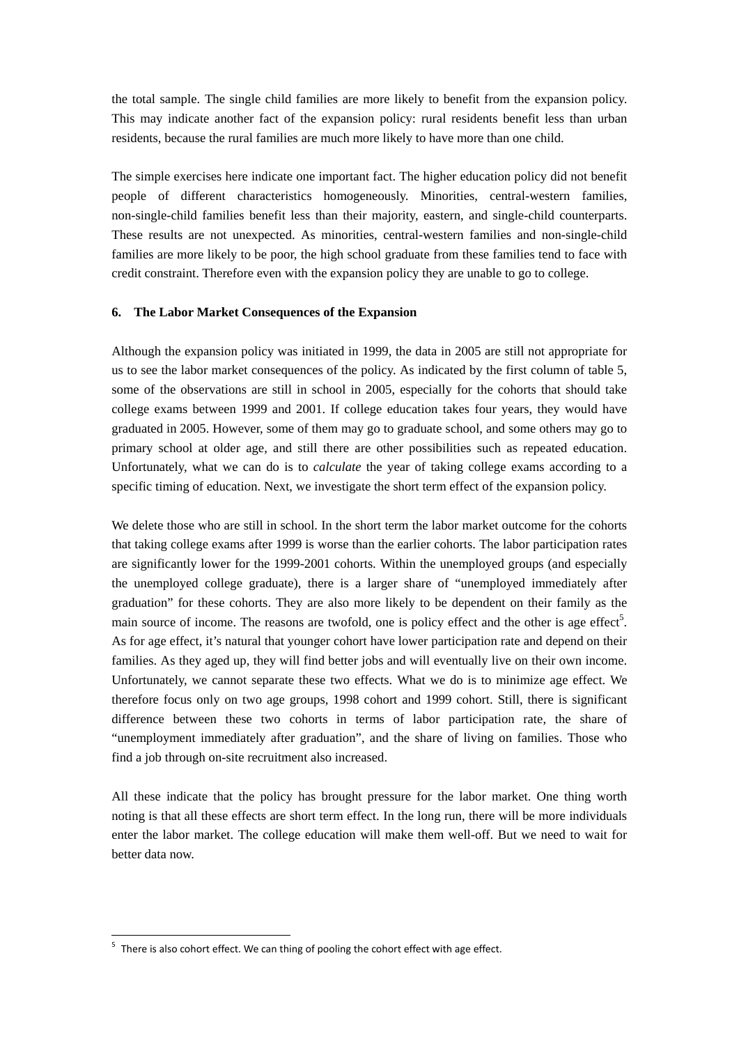the total sample. The single child families are more likely to benefit from the expansion policy. This may indicate another fact of the expansion policy: rural residents benefit less than urban residents, because the rural families are much more likely to have more than one child.

The simple exercises here indicate one important fact. The higher education policy did not benefit people of different characteristics homogeneously. Minorities, central-western families, non-single-child families benefit less than their majority, eastern, and single-child counterparts. These results are not unexpected. As minorities, central-western families and non-single-child families are more likely to be poor, the high school graduate from these families tend to face with credit constraint. Therefore even with the expansion policy they are unable to go to college.

## 6. The Labor Market Consequences of the Expansion

Although the expansion policy was initiated in 1999, the data in 2005 are still not appropriate for us to see the labor market consequences of the policy. As indicated by the first column of table 5, some of the observations are still in school in 2005, especially for the cohorts that should take college exams between 1999 and 2001. If college education takes four years, they would have graduated in 2005. However, some of them may go to graduate school, and some others may go to primary school at older age, and still there are other possibilities such as repeated education. Unfortunately, what we can do is to *calculate* the year of taking college exams according to a specific timing of education. Next, we investigate the short term effect of the expansion policy.

We delete those who are still in school. In the short term the labor market outcome for the cohorts that taking college exams after 1999 is worse than the earlier cohorts. The labor participation rates are significantly lower for the 1999-2001 cohorts. Within the unemployed groups (and especially the unemployed college graduate), there is a larger share of "unemployed immediately after graduation" for these cohorts. They are also more likely to be dependent on their family as the main source of income. The reasons are twofold, one is policy effect and the other is age effect[5]. As for age effect, it's natural that younger cohort have lower participation rate and depend on their families. As they aged up, they will find better jobs and will eventually live on their own income. Unfortunately, we cannot separate these two effects. What we do is to minimize age effect. We therefore focus only on two age groups, 1998 cohort and 1999 cohort. Still, there is significant difference between these two cohorts in terms of labor participation rate, the share of "unemployment immediately after graduation", and the share of living on families. Those who find a job through on-site recruitment also increased.

All these indicate that the policy has brought pressure for the labor market. One thing worth noting is that all these effects are short term effect. In the long run, there will be more individuals enter the labor market. The college education will make them well-off. But we need to wait for better data now.

---

[5] There is also cohort effect. We can thing of pooling the cohort effect with age effect.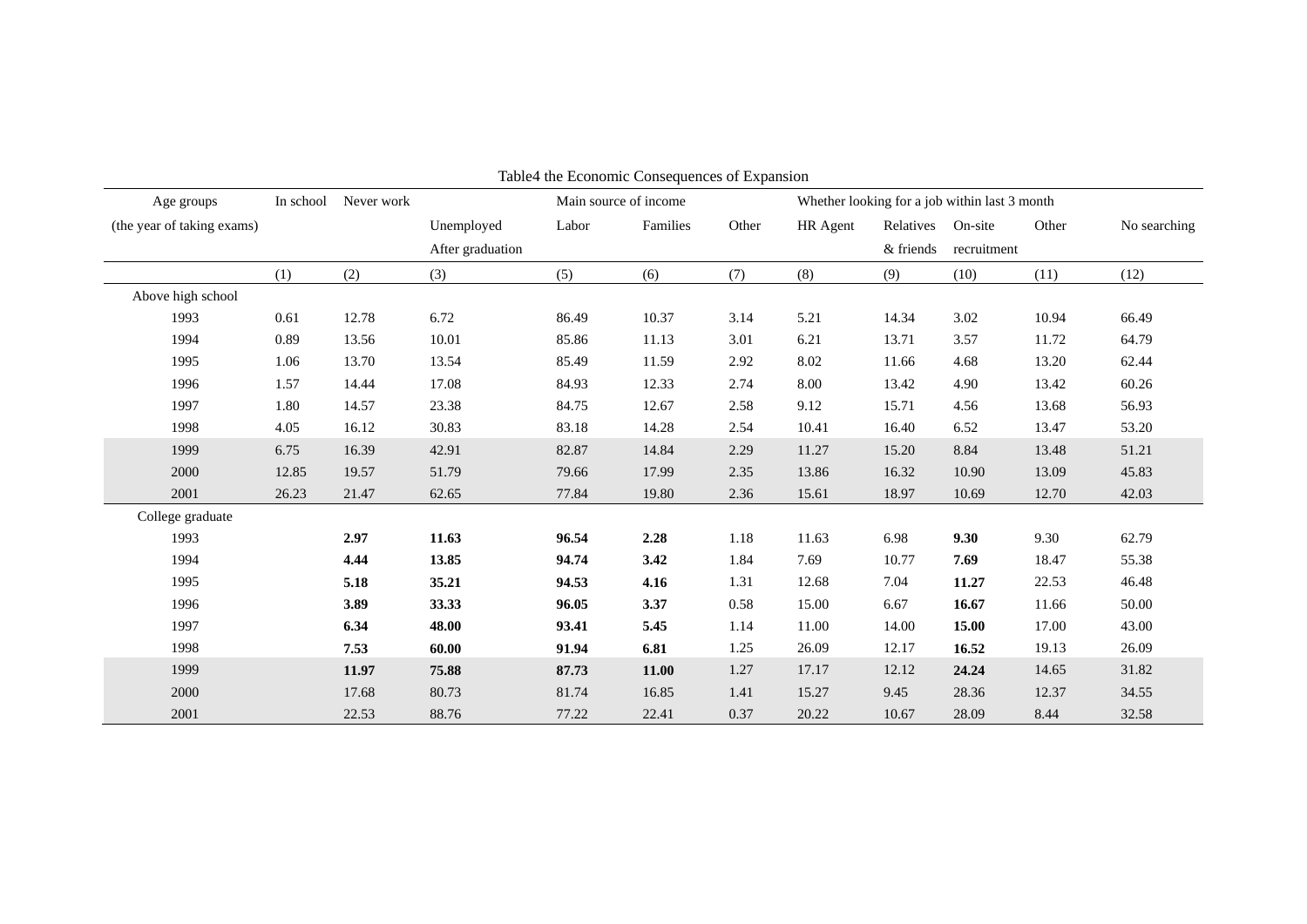Table4 the Economic Consequences of Expansion

| Age groups (the year of taking exams) | In school | Never work | Unemployed After graduation | Main source of income | | | Whether looking for a job within last 3 month | | | | |
|---|---|---|---|---|---|---|---|---|---|---|---|
| | | | | Labor | Families | Other | HR Agent | Relatives & friends | On-site recruitment | Other | No searching |
| | (1) | (2) | (3) | (5) | (6) | (7) | (8) | (9) | (10) | (11) | (12) |
| Above high school | | | | | | | | | | | |
| 1993 | 0.61 | 12.78 | 6.72 | 86.49 | 10.37 | 3.14 | 5.21 | 14.34 | 3.02 | 10.94 | 66.49 |
| 1994 | 0.89 | 13.56 | 10.01 | 85.86 | 11.13 | 3.01 | 6.21 | 13.71 | 3.57 | 11.72 | 64.79 |
| 1995 | 1.06 | 13.70 | 13.54 | 85.49 | 11.59 | 2.92 | 8.02 | 11.66 | 4.68 | 13.20 | 62.44 |
| 1996 | 1.57 | 14.44 | 17.08 | 84.93 | 12.33 | 2.74 | 8.00 | 13.42 | 4.90 | 13.42 | 60.26 |
| 1997 | 1.80 | 14.57 | 23.38 | 84.75 | 12.67 | 2.58 | 9.12 | 15.71 | 4.56 | 13.68 | 56.93 |
| 1998 | 4.05 | 16.12 | 30.83 | 83.18 | 14.28 | 2.54 | 10.41 | 16.40 | 6.52 | 13.47 | 53.20 |
| 1999 | 6.75 | 16.39 | 42.91 | 82.87 | 14.84 | 2.29 | 11.27 | 15.20 | 8.84 | 13.48 | 51.21 |
| 2000 | 12.85 | 19.57 | 51.79 | 79.66 | 17.99 | 2.35 | 13.86 | 16.32 | 10.90 | 13.09 | 45.83 |
| 2001 | 26.23 | 21.47 | 62.65 | 77.84 | 19.80 | 2.36 | 15.61 | 18.97 | 10.69 | 12.70 | 42.03 |
| College graduate | | | | | | | | | | | |
| 1993 | | **2.97** | **11.63** | **96.54** | **2.28** | 1.18 | 11.63 | 6.98 | **9.30** | 9.30 | 62.79 |
| 1994 | | **4.44** | **13.85** | **94.74** | **3.42** | 1.84 | 7.69 | 10.77 | **7.69** | 18.47 | 55.38 |
| 1995 | | **5.18** | **35.21** | **94.53** | **4.16** | 1.31 | 12.68 | 7.04 | **11.27** | 22.53 | 46.48 |
| 1996 | | **3.89** | **33.33** | **96.05** | **3.37** | 0.58 | 15.00 | 6.67 | **16.67** | 11.66 | 50.00 |
| 1997 | | **6.34** | **48.00** | **93.41** | **5.45** | 1.14 | 11.00 | 14.00 | **15.00** | 17.00 | 43.00 |
| 1998 | | **7.53** | **60.00** | **91.94** | **6.81** | 1.25 | 26.09 | 12.17 | **16.52** | 19.13 | 26.09 |
| 1999 | | **11.97** | **75.88** | **87.73** | **11.00** | 1.27 | 17.17 | 12.12 | **24.24** | 14.65 | 31.82 |
| 2000 | | 17.68 | 80.73 | 81.74 | 16.85 | 1.41 | 15.27 | 9.45 | 28.36 | 12.37 | 34.55 |
| 2001 | | 22.53 | 88.76 | 77.22 | 22.41 | 0.37 | 20.22 | 10.67 | 28.09 | 8.44 | 32.58 |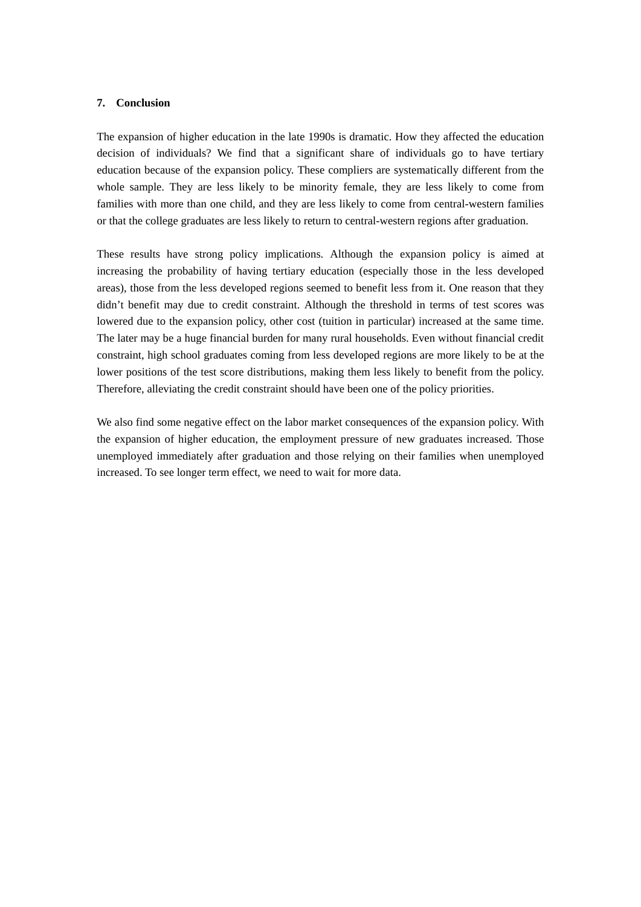## 7. Conclusion

The expansion of higher education in the late 1990s is dramatic. How they affected the education decision of individuals? We find that a significant share of individuals go to have tertiary education because of the expansion policy. These compliers are systematically different from the whole sample. They are less likely to be minority female, they are less likely to come from families with more than one child, and they are less likely to come from central-western families or that the college graduates are less likely to return to central-western regions after graduation.

These results have strong policy implications. Although the expansion policy is aimed at increasing the probability of having tertiary education (especially those in the less developed areas), those from the less developed regions seemed to benefit less from it. One reason that they didn't benefit may due to credit constraint. Although the threshold in terms of test scores was lowered due to the expansion policy, other cost (tuition in particular) increased at the same time. The later may be a huge financial burden for many rural households. Even without financial credit constraint, high school graduates coming from less developed regions are more likely to be at the lower positions of the test score distributions, making them less likely to benefit from the policy. Therefore, alleviating the credit constraint should have been one of the policy priorities.

We also find some negative effect on the labor market consequences of the expansion policy. With the expansion of higher education, the employment pressure of new graduates increased. Those unemployed immediately after graduation and those relying on their families when unemployed increased. To see longer term effect, we need to wait for more data.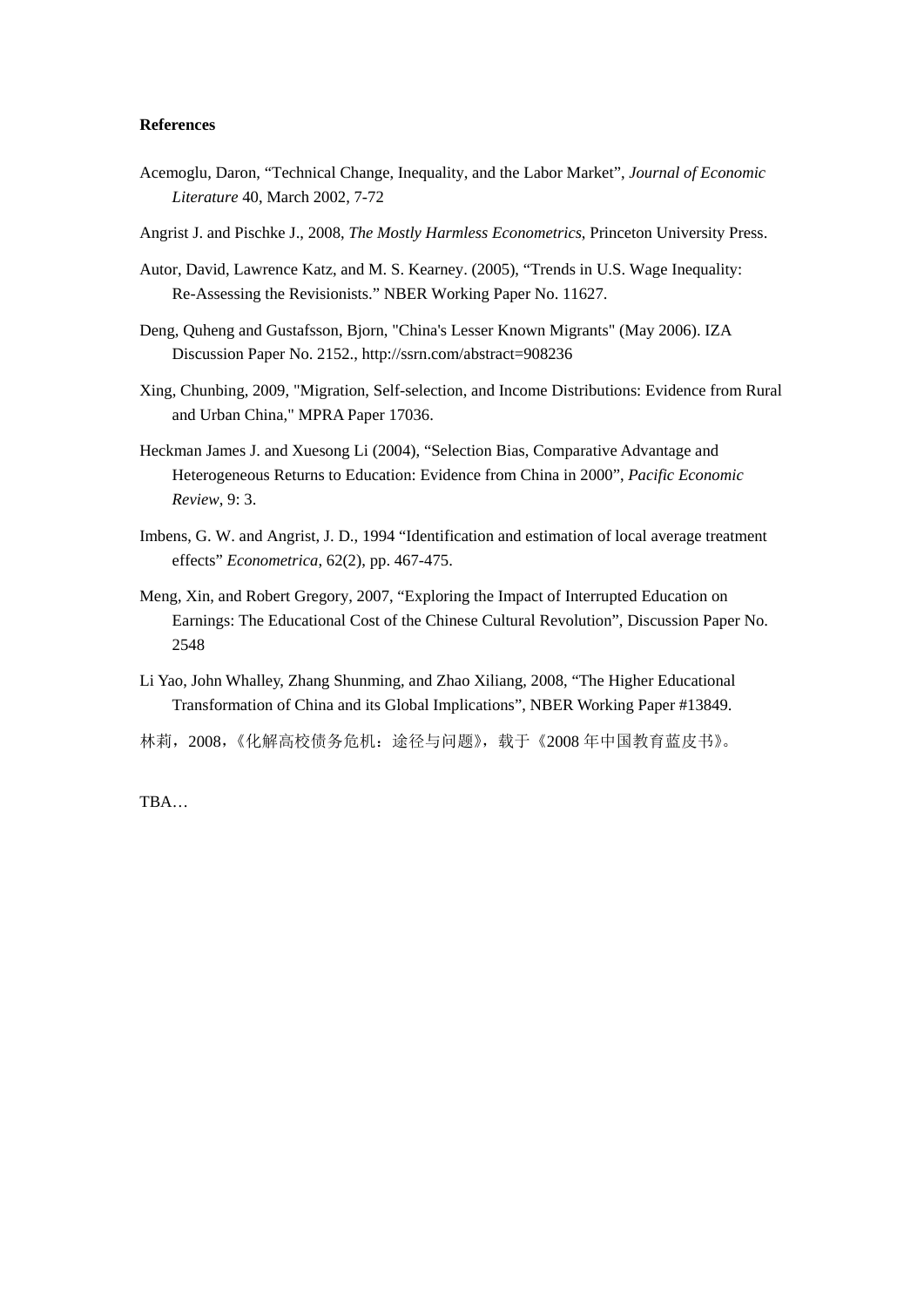**References**

Acemoglu, Daron, "Technical Change, Inequality, and the Labor Market", *Journal of Economic Literature* 40, March 2002, 7-72

Angrist J. and Pischke J., 2008, *The Mostly Harmless Econometrics*, Princeton University Press.

Autor, David, Lawrence Katz, and M. S. Kearney. (2005), "Trends in U.S. Wage Inequality: Re-Assessing the Revisionists." NBER Working Paper No. 11627.

Deng, Quheng and Gustafsson, Bjorn, "China's Lesser Known Migrants" (May 2006). IZA Discussion Paper No. 2152., http://ssrn.com/abstract=908236

Xing, Chunbing, 2009, "Migration, Self-selection, and Income Distributions: Evidence from Rural and Urban China," MPRA Paper 17036.

Heckman James J. and Xuesong Li (2004), "Selection Bias, Comparative Advantage and Heterogeneous Returns to Education: Evidence from China in 2000", *Pacific Economic Review*, 9: 3.

Imbens, G. W. and Angrist, J. D., 1994 "Identification and estimation of local average treatment effects" *Econometrica*, 62(2), pp. 467-475.

Meng, Xin, and Robert Gregory, 2007, "Exploring the Impact of Interrupted Education on Earnings: The Educational Cost of the Chinese Cultural Revolution", Discussion Paper No. 2548

Li Yao, John Whalley, Zhang Shunming, and Zhao Xiliang, 2008, "The Higher Educational Transformation of China and its Global Implications", NBER Working Paper #13849.

林莉，2008，《化解高校债务危机：途径与问题》，载于《2008 年中国教育蓝皮书》。

TBA…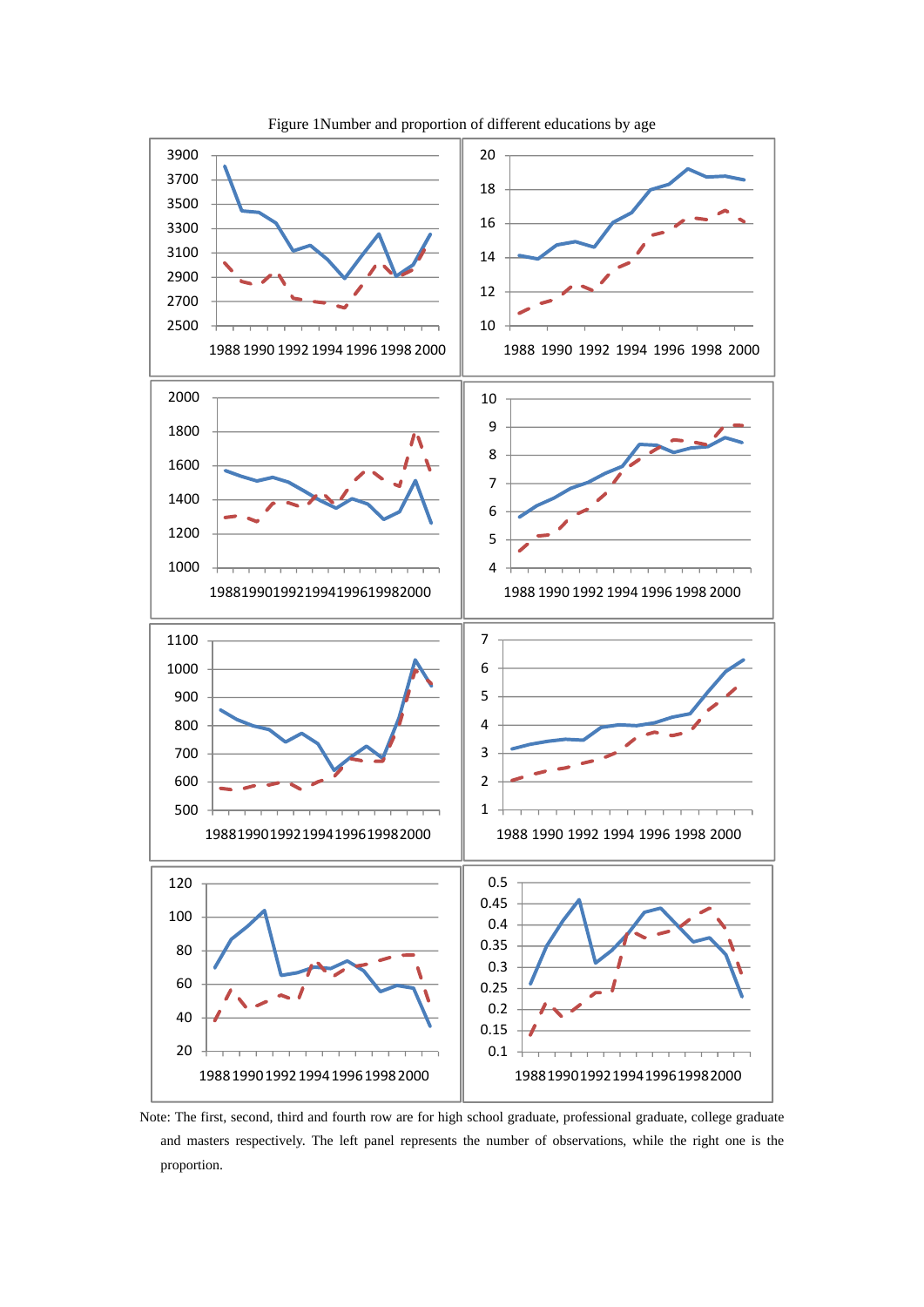Figure 1Number and proportion of different educations by age

Note: The first, second, third and fourth row are for high school graduate, professional graduate, college graduate and masters respectively. The left panel represents the number of observations, while the right one is the proportion.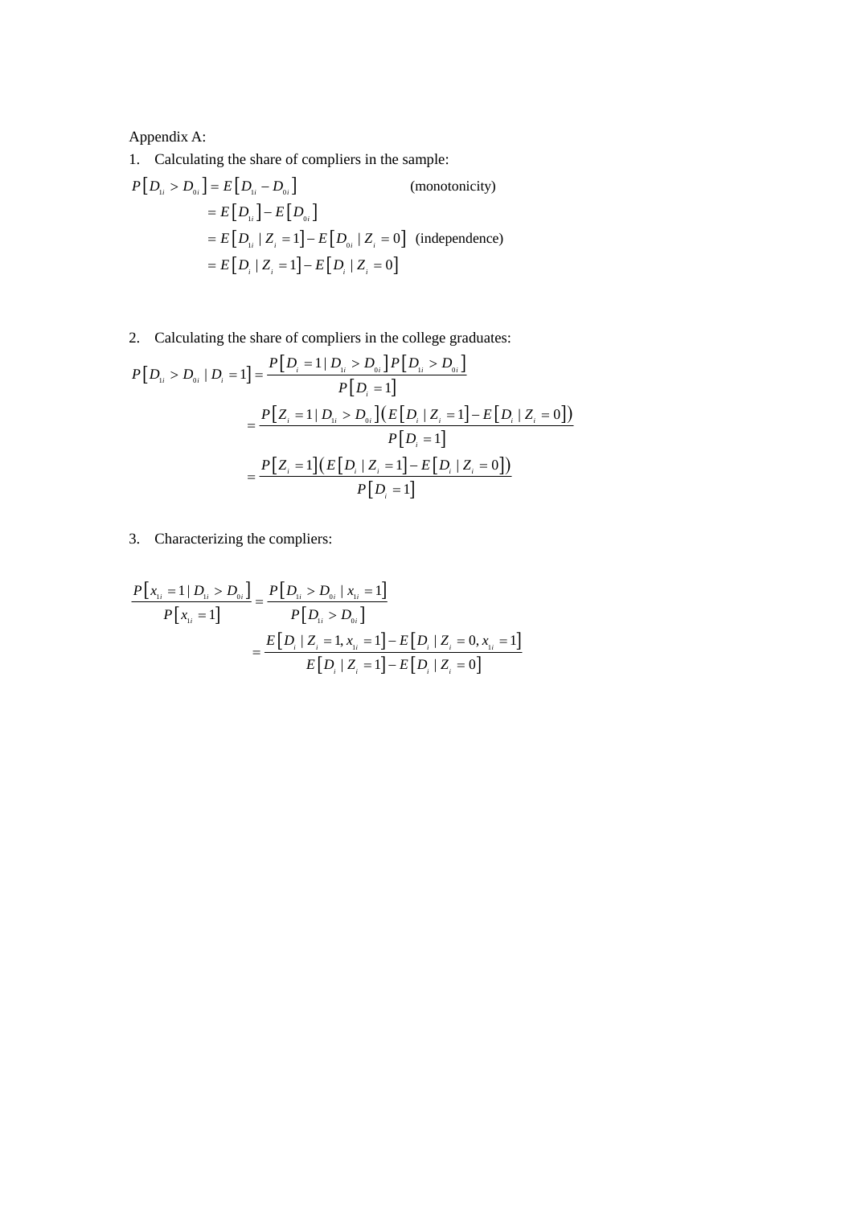Appendix A:

1. Calculating the share of compliers in the sample:

$$
\begin{aligned}
P\left[D_{1i} > D_{0i}\right] &= E\left[D_{1i} - D_{0i}\right] && \text{(monotonicity)} \\
&= E\left[D_{1i}\right] - E\left[D_{0i}\right] \\
&= E\left[D_{1i} \mid Z_i = 1\right] - E\left[D_{0i} \mid Z_i = 0\right] && \text{(independence)} \\
&= E\left[D_i \mid Z_i = 1\right] - E\left[D_i \mid Z_i = 0\right]
\end{aligned}
$$

2. Calculating the share of compliers in the college graduates:

$$
\begin{aligned}
P\left[D_{1i} > D_{0i} \mid D_i = 1\right] &= \frac{P\left[D_i = 1 \mid D_{1i} > D_{0i}\right] P\left[D_{1i} > D_{0i}\right]}{P\left[D_i = 1\right]} \\
&= \frac{P\left[Z_i = 1 \mid D_{1i} > D_{0i}\right]\left(E\left[D_i \mid Z_i = 1\right] - E\left[D_i \mid Z_i = 0\right]\right)}{P\left[D_i = 1\right]} \\
&= \frac{P\left[Z_i = 1\right]\left(E\left[D_i \mid Z_i = 1\right] - E\left[D_i \mid Z_i = 0\right]\right)}{P\left[D_i = 1\right]}
\end{aligned}
$$

3. Characterizing the compliers:

$$
\begin{aligned}
\frac{P\left[x_{1i} = 1 \mid D_{1i} > D_{0i}\right]}{P\left[x_{1i} = 1\right]} &= \frac{P\left[D_{1i} > D_{0i} \mid x_{1i} = 1\right]}{P\left[D_{1i} > D_{0i}\right]} \\
&= \frac{E\left[D_i \mid Z_i = 1, x_{1i} = 1\right] - E\left[D_i \mid Z_i = 0, x_{1i} = 1\right]}{E\left[D_i \mid Z_i = 1\right] - E\left[D_i \mid Z_i = 0\right]}
\end{aligned}
$$